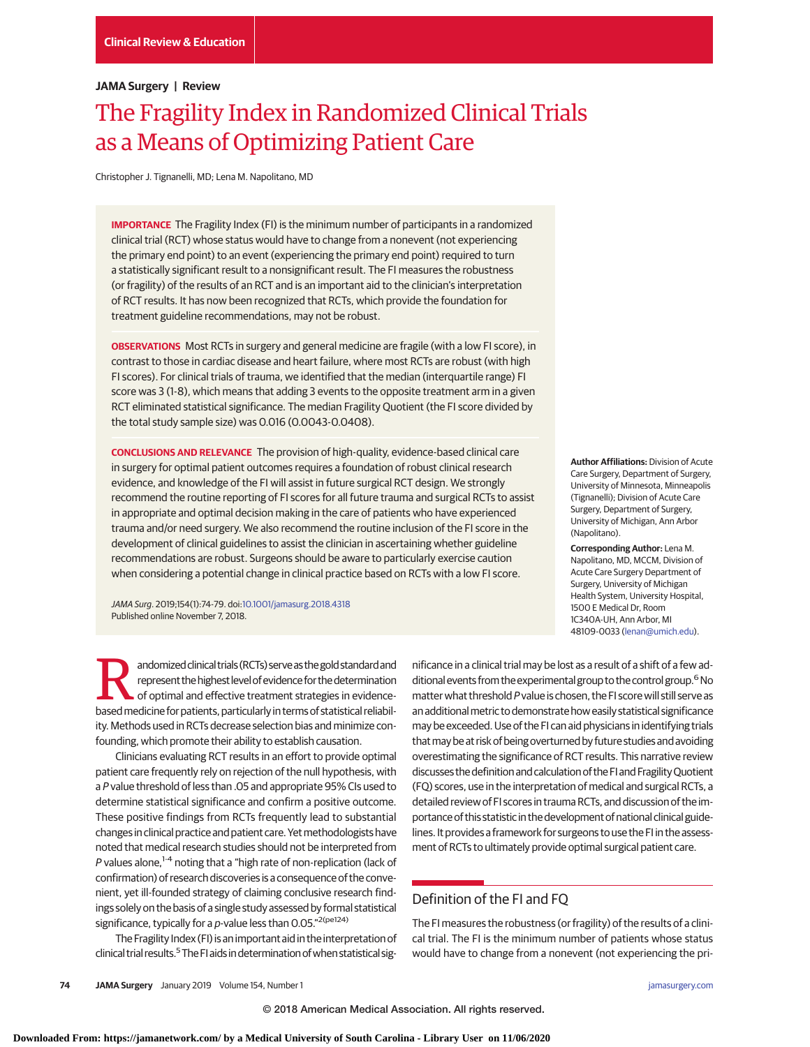Clinical Review & Education

JAMA Surgery | Review

# The Fragility Index in Randomized Clinical Trials as a Means of Optimizing Patient Care

Christopher J. Tignanelli, MD; Lena M. Napolitano, MD

**IMPORTANCE** The Fragility Index (FI) is the minimum number of participants in a randomized clinical trial (RCT) whose status would have to change from a nonevent (not experiencing the primary end point) to an event (experiencing the primary end point) required to turn a statistically significant result to a nonsignificant result. The FI measures the robustness (or fragility) of the results of an RCT and is an important aid to the clinician's interpretation of RCT results. It has now been recognized that RCTs, which provide the foundation for treatment guideline recommendations, may not be robust.

**OBSERVATIONS** Most RCTs in surgery and general medicine are fragile (with a low FI score), in contrast to those in cardiac disease and heart failure, where most RCTs are robust (with high FI scores). For clinical trials of trauma, we identified that the median (interquartile range) FI score was 3 (1-8), which means that adding 3 events to the opposite treatment arm in a given RCT eliminated statistical significance. The median Fragility Quotient (the FI score divided by the total study sample size) was 0.016 (0.0043-0.0408).

**CONCLUSIONS AND RELEVANCE** The provision of high-quality, evidence-based clinical care in surgery for optimal patient outcomes requires a foundation of robust clinical research evidence, and knowledge of the FI will assist in future surgical RCT design. We strongly recommend the routine reporting of FI scores for all future trauma and surgical RCTs to assist in appropriate and optimal decision making in the care of patients who have experienced trauma and/or need surgery. We also recommend the routine inclusion of the FI score in the development of clinical guidelines to assist the clinician in ascertaining whether guideline recommendations are robust. Surgeons should be aware to particularly exercise caution when considering a potential change in clinical practice based on RCTs with a low FI score.

*JAMA Surg*. 2019;154(1):74-79. doi:10.1001/jamasurg.2018.4318
Published online November 7, 2018.

**Author Affiliations:** Division of Acute Care Surgery, Department of Surgery, University of Minnesota, Minneapolis (Tignanelli); Division of Acute Care Surgery, Department of Surgery, University of Michigan, Ann Arbor (Napolitano).

**Corresponding Author:** Lena M. Napolitano, MD, MCCM, Division of Acute Care Surgery Department of Surgery, University of Michigan Health System, University Hospital, 1500 E Medical Dr, Room 1C340A-UH, Ann Arbor, MI 48109-0033 (lenan@umich.edu).

Randomized clinical trials (RCTs) serve as the gold standard and represent the highest level of evidence for the determination of optimal and effective treatment strategies in evidence-based medicine for patients, particularly in terms of statistical reliability. Methods used in RCTs decrease selection bias and minimize confounding, which promote their ability to establish causation.

Clinicians evaluating RCT results in an effort to provide optimal patient care frequently rely on rejection of the null hypothesis, with a *P* value threshold of less than .05 and appropriate 95% CIs used to determine statistical significance and confirm a positive outcome. These positive findings from RCTs frequently lead to substantial changes in clinical practice and patient care. Yet methodologists have noted that medical research studies should not be interpreted from *P* values alone,[1-4] noting that a "high rate of non-replication (lack of confirmation) of research discoveries is a consequence of the convenient, yet ill-founded strategy of claiming conclusive research findings solely on the basis of a single study assessed by formal statistical significance, typically for a *p*-value less than 0.05."[2(pe124)]

The Fragility Index (FI) is an important aid in the interpretation of clinical trial results.[5] The FI aids in determination of when statistical significance in a clinical trial may be lost as a result of a shift of a few additional events from the experimental group to the control group.[6] No matter what threshold *P* value is chosen, the FI score will still serve as an additional metric to demonstrate how easily statistical significance may be exceeded. Use of the FI can aid physicians in identifying trials that may be at risk of being overturned by future studies and avoiding overestimating the significance of RCT results. This narrative review discusses the definition and calculation of the FI and Fragility Quotient (FQ) scores, use in the interpretation of medical and surgical RCTs, a detailed review of FI scores in trauma RCTs, and discussion of the importance of this statistic in the development of national clinical guidelines. It provides a framework for surgeons to use the FI in the assessment of RCTs to ultimately provide optimal surgical patient care.

## Definition of the FI and FQ

The FI measures the robustness (or fragility) of the results of a clinical trial. The FI is the minimum number of patients whose status would have to change from a nonevent (not experiencing the pri-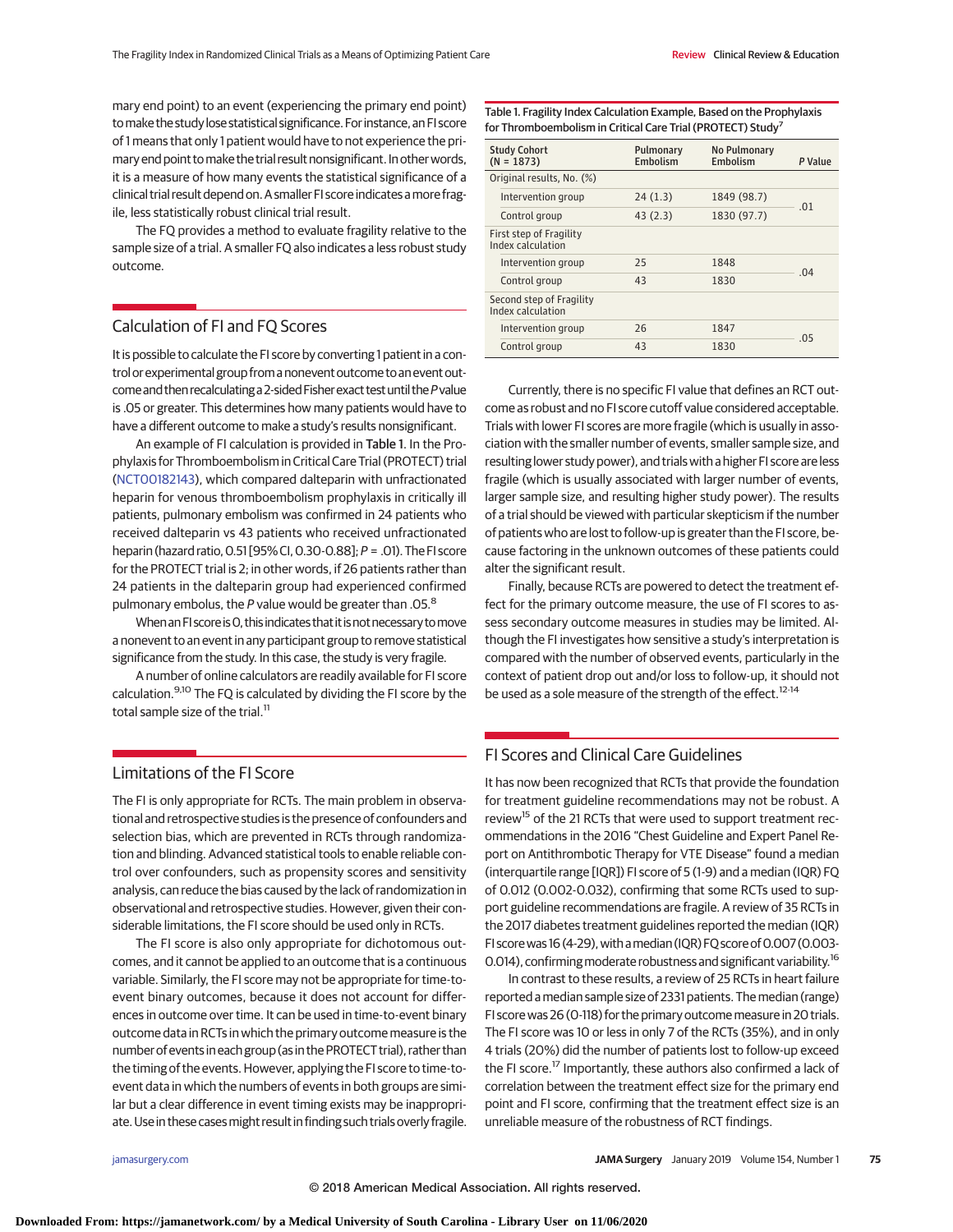mary end point) to an event (experiencing the primary end point) to make the study lose statistical significance. For instance, an FI score of 1 means that only 1 patient would have to not experience the primary end point to make the trial result nonsignificant. In other words, it is a measure of how many events the statistical significance of a clinical trial result depend on. A smaller FI score indicates a more fragile, less statistically robust clinical trial result.

The FQ provides a method to evaluate fragility relative to the sample size of a trial. A smaller FQ also indicates a less robust study outcome.

## Calculation of FI and FQ Scores

It is possible to calculate the FI score by converting 1 patient in a control or experimental group from a nonevent outcome to an event outcome and then recalculating a 2-sided Fisher exact test until the *P* value is .05 or greater. This determines how many patients would have to have a different outcome to make a study's results nonsignificant.

An example of FI calculation is provided in **Table 1**. In the Prophylaxis for Thromboembolism in Critical Care Trial (PROTECT) trial (NCT00182143), which compared dalteparin with unfractionated heparin for venous thromboembolism prophylaxis in critically ill patients, pulmonary embolism was confirmed in 24 patients who received dalteparin vs 43 patients who received unfractionated heparin (hazard ratio, 0.51 [95% CI, 0.30-0.88]; *P* = .01). The FI score for the PROTECT trial is 2; in other words, if 26 patients rather than 24 patients in the dalteparin group had experienced confirmed pulmonary embolus, the *P* value would be greater than .05.[8]

When an FI score is 0, this indicates that it is not necessary to move a nonevent to an event in any participant group to remove statistical significance from the study. In this case, the study is very fragile.

A number of online calculators are readily available for FI score calculation.[9,10] The FQ is calculated by dividing the FI score by the total sample size of the trial.[11]

Table 1. Fragility Index Calculation Example, Based on the Prophylaxis for Thromboembolism in Critical Care Trial (PROTECT) Study[7]

| Study Cohort (N = 1873) | Pulmonary Embolism | No Pulmonary Embolism | P Value |
|---|---|---|---|
| Original results, No. (%) | | | |
| Intervention group | 24 (1.3) | 1849 (98.7) | .01 |
| Control group | 43 (2.3) | 1830 (97.7) | |
| First step of Fragility Index calculation | | | |
| Intervention group | 25 | 1848 | .04 |
| Control group | 43 | 1830 | |
| Second step of Fragility Index calculation | | | |
| Intervention group | 26 | 1847 | .05 |
| Control group | 43 | 1830 | |

Currently, there is no specific FI value that defines an RCT outcome as robust and no FI score cutoff value considered acceptable. Trials with lower FI scores are more fragile (which is usually in association with the smaller number of events, smaller sample size, and resulting lower study power), and trials with a higher FI score are less fragile (which is usually associated with larger number of events, larger sample size, and resulting higher study power). The results of a trial should be viewed with particular skepticism if the number of patients who are lost to follow-up is greater than the FI score, because factoring in the unknown outcomes of these patients could alter the significant result.

Finally, because RCTs are powered to detect the treatment effect for the primary outcome measure, the use of FI scores to assess secondary outcome measures in studies may be limited. Although the FI investigates how sensitive a study's interpretation is compared with the number of observed events, particularly in the context of patient drop out and/or loss to follow-up, it should not be used as a sole measure of the strength of the effect.[12-14]

## Limitations of the FI Score

The FI is only appropriate for RCTs. The main problem in observational and retrospective studies is the presence of confounders and selection bias, which are prevented in RCTs through randomization and blinding. Advanced statistical tools to enable reliable control over confounders, such as propensity scores and sensitivity analysis, can reduce the bias caused by the lack of randomization in observational and retrospective studies. However, given their considerable limitations, the FI score should be used only in RCTs.

The FI score is also only appropriate for dichotomous outcomes, and it cannot be applied to an outcome that is a continuous variable. Similarly, the FI score may not be appropriate for time-to-event binary outcomes, because it does not account for differences in outcome over time. It can be used in time-to-event binary outcome data in RCTs in which the primary outcome measure is the number of events in each group (as in the PROTECT trial), rather than the timing of the events. However, applying the FI score to time-to-event data in which the numbers of events in both groups are similar but a clear difference in event timing exists may be inappropriate. Use in these cases might result in finding such trials overly fragile.

## FI Scores and Clinical Care Guidelines

It has now been recognized that RCTs that provide the foundation for treatment guideline recommendations may not be robust. A review[15] of the 21 RCTs that were used to support treatment recommendations in the 2016 "Chest Guideline and Expert Panel Report on Antithrombotic Therapy for VTE Disease" found a median (interquartile range [IQR]) FI score of 5 (1-9) and a median (IQR) FQ of 0.012 (0.002-0.032), confirming that some RCTs used to support guideline recommendations are fragile. A review of 35 RCTs in the 2017 diabetes treatment guidelines reported the median (IQR) FI score was 16 (4-29), with a median (IQR) FQ score of 0.007 (0.003-0.014), confirming moderate robustness and significant variability.[16]

In contrast to these results, a review of 25 RCTs in heart failure reported a median sample size of 2331 patients. The median (range) FI score was 26 (0-118) for the primary outcome measure in 20 trials. The FI score was 10 or less in only 7 of the RCTs (35%), and in only 4 trials (20%) did the number of patients lost to follow-up exceed the FI score.[17] Importantly, these authors also confirmed a lack of correlation between the treatment effect size for the primary end point and FI score, confirming that the treatment effect size is an unreliable measure of the robustness of RCT findings.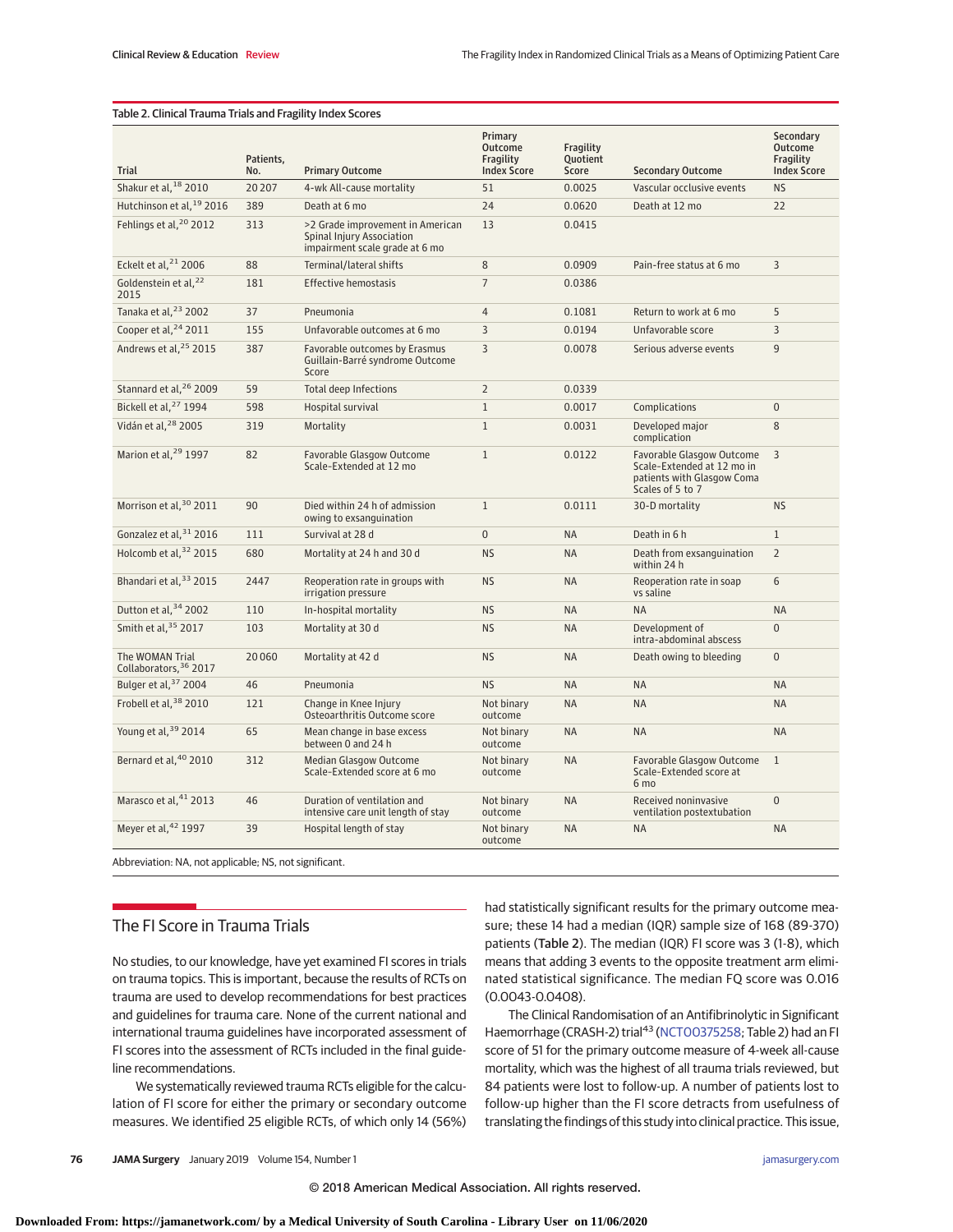Table 2. Clinical Trauma Trials and Fragility Index Scores

| Trial | Patients, No. | Primary Outcome | Primary Outcome Fragility Index Score | Fragility Quotient Score | Secondary Outcome | Secondary Outcome Fragility Index Score |
|---|---|---|---|---|---|---|
| Shakur et al,[18] 2010 | 20 207 | 4-wk All-cause mortality | 51 | 0.0025 | Vascular occlusive events | NS |
| Hutchinson et al,[19] 2016 | 389 | Death at 6 mo | 24 | 0.0620 | Death at 12 mo | 22 |
| Fehlings et al,[20] 2012 | 313 | >2 Grade improvement in American Spinal Injury Association impairment scale grade at 6 mo | 13 | 0.0415 | | |
| Eckelt et al,[21] 2006 | 88 | Terminal/lateral shifts | 8 | 0.0909 | Pain-free status at 6 mo | 3 |
| Goldenstein et al,[22] 2015 | 181 | Effective hemostasis | 7 | 0.0386 | | |
| Tanaka et al,[23] 2002 | 37 | Pneumonia | 4 | 0.1081 | Return to work at 6 mo | 5 |
| Cooper et al,[24] 2011 | 155 | Unfavorable outcomes at 6 mo | 3 | 0.0194 | Unfavorable score | 3 |
| Andrews et al,[25] 2015 | 387 | Favorable outcomes by Erasmus Guillain-Barré syndrome Outcome Score | 3 | 0.0078 | Serious adverse events | 9 |
| Stannard et al,[26] 2009 | 59 | Total deep Infections | 2 | 0.0339 | | |
| Bickell et al,[27] 1994 | 598 | Hospital survival | 1 | 0.0017 | Complications | 0 |
| Vidán et al,[28] 2005 | 319 | Mortality | 1 | 0.0031 | Developed major complication | 8 |
| Marion et al,[29] 1997 | 82 | Favorable Glasgow Outcome Scale-Extended at 12 mo | 1 | 0.0122 | Favorable Glasgow Outcome Scale-Extended at 12 mo in patients with Glasgow Coma Scales of 5 to 7 | 3 |
| Morrison et al,[30] 2011 | 90 | Died within 24 h of admission owing to exsanguination | 1 | 0.0111 | 30-D mortality | NS |
| Gonzalez et al,[31] 2016 | 111 | Survival at 28 d | 0 | NA | Death in 6 h | 1 |
| Holcomb et al,[32] 2015 | 680 | Mortality at 24 h and 30 d | NS | NA | Death from exsanguination within 24 h | 2 |
| Bhandari et al,[33] 2015 | 2447 | Reoperation rate in groups with irrigation pressure | NS | NA | Reoperation rate in soap vs saline | 6 |
| Dutton et al,[34] 2002 | 110 | In-hospital mortality | NS | NA | NA | NA |
| Smith et al,[35] 2017 | 103 | Mortality at 30 d | NS | NA | Development of intra-abdominal abscess | 0 |
| The WOMAN Trial Collaborators,[36] 2017 | 20 060 | Mortality at 42 d | NS | NA | Death owing to bleeding | 0 |
| Bulger et al,[37] 2004 | 46 | Pneumonia | NS | NA | NA | NA |
| Frobell et al,[38] 2010 | 121 | Change in Knee Injury Osteoarthritis Outcome score | Not binary outcome | NA | NA | NA |
| Young et al,[39] 2014 | 65 | Mean change in base excess between 0 and 24 h | Not binary outcome | NA | NA | NA |
| Bernard et al,[40] 2010 | 312 | Median Glasgow Outcome Scale-Extended score at 6 mo | Not binary outcome | NA | Favorable Glasgow Outcome Scale-Extended score at 6 mo | 1 |
| Marasco et al,[41] 2013 | 46 | Duration of ventilation and intensive care unit length of stay | Not binary outcome | NA | Received noninvasive ventilation postextubation | 0 |
| Meyer et al,[42] 1997 | 39 | Hospital length of stay | Not binary outcome | NA | NA | NA |

Abbreviation: NA, not applicable; NS, not significant.

## The FI Score in Trauma Trials

No studies, to our knowledge, have yet examined FI scores in trials on trauma topics. This is important, because the results of RCTs on trauma are used to develop recommendations for best practices and guidelines for trauma care. None of the current national and international trauma guidelines have incorporated assessment of FI scores into the assessment of RCTs included in the final guideline recommendations.

We systematically reviewed trauma RCTs eligible for the calculation of FI score for either the primary or secondary outcome measures. We identified 25 eligible RCTs, of which only 14 (56%) had statistically significant results for the primary outcome measure; these 14 had a median (IQR) sample size of 168 (89-370) patients (Table 2). The median (IQR) FI score was 3 (1-8), which means that adding 3 events to the opposite treatment arm eliminated statistical significance. The median FQ score was 0.016 (0.0043-0.0408).

The Clinical Randomisation of an Antifibrinolytic in Significant Haemorrhage (CRASH-2) trial[43] (NCT00375258; Table 2) had an FI score of 51 for the primary outcome measure of 4-week all-cause mortality, which was the highest of all trauma trials reviewed, but 84 patients were lost to follow-up. A number of patients lost to follow-up higher than the FI score detracts from usefulness of translating the findings of this study into clinical practice. This issue,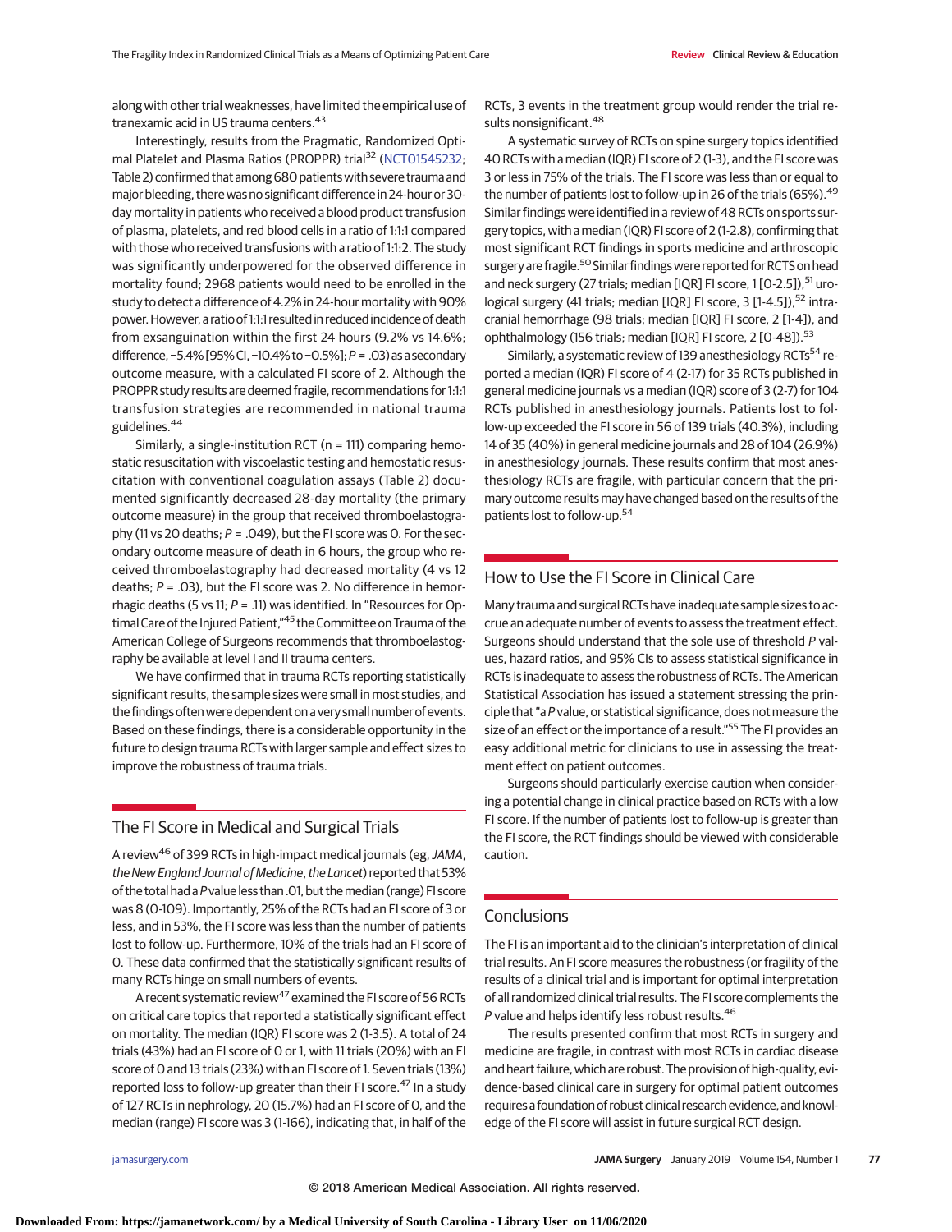along with other trial weaknesses, have limited the empirical use of tranexamic acid in US trauma centers.[43]

Interestingly, results from the Pragmatic, Randomized Optimal Platelet and Plasma Ratios (PROPPR) trial[32] (NCT01545232; Table 2) confirmed that among 680 patients with severe trauma and major bleeding, there was no significant difference in 24-hour or 30-day mortality in patients who received a blood product transfusion of plasma, platelets, and red blood cells in a ratio of 1:1:1 compared with those who received transfusions with a ratio of 1:1:2. The study was significantly underpowered for the observed difference in mortality found; 2968 patients would need to be enrolled in the study to detect a difference of 4.2% in 24-hour mortality with 90% power. However, a ratio of 1:1:1 resulted in reduced incidence of death from exsanguination within the first 24 hours (9.2% vs 14.6%; difference, −5.4% [95% CI, −10.4% to −0.5%]; *P* = .03) as a secondary outcome measure, with a calculated FI score of 2. Although the PROPPR study results are deemed fragile, recommendations for 1:1:1 transfusion strategies are recommended in national trauma guidelines.[44]

Similarly, a single-institution RCT (n = 111) comparing hemostatic resuscitation with viscoelastic testing and hemostatic resuscitation with conventional coagulation assays (Table 2) documented significantly decreased 28-day mortality (the primary outcome measure) in the group that received thromboelastography (11 vs 20 deaths; *P* = .049), but the FI score was 0. For the secondary outcome measure of death in 6 hours, the group who received thromboelastography had decreased mortality (4 vs 12 deaths; *P* = .03), but the FI score was 2. No difference in hemorrhagic deaths (5 vs 11; *P* = .11) was identified. In "Resources for Optimal Care of the Injured Patient,"[45] the Committee on Trauma of the American College of Surgeons recommends that thromboelastography be available at level I and II trauma centers.

We have confirmed that in trauma RCTs reporting statistically significant results, the sample sizes were small in most studies, and the findings often were dependent on a very small number of events. Based on these findings, there is a considerable opportunity in the future to design trauma RCTs with larger sample and effect sizes to improve the robustness of trauma trials.

## The FI Score in Medical and Surgical Trials

A review[46] of 399 RCTs in high-impact medical journals (eg, *JAMA*, *the New England Journal of Medicine*, *the Lancet*) reported that 53% of the total had a *P* value less than .01, but the median (range) FI score was 8 (0-109). Importantly, 25% of the RCTs had an FI score of 3 or less, and in 53%, the FI score was less than the number of patients lost to follow-up. Furthermore, 10% of the trials had an FI score of 0. These data confirmed that the statistically significant results of many RCTs hinge on small numbers of events.

A recent systematic review[47] examined the FI score of 56 RCTs on critical care topics that reported a statistically significant effect on mortality. The median (IQR) FI score was 2 (1-3.5). A total of 24 trials (43%) had an FI score of 0 or 1, with 11 trials (20%) with an FI score of 0 and 13 trials (23%) with an FI score of 1. Seven trials (13%) reported loss to follow-up greater than their FI score.[47] In a study of 127 RCTs in nephrology, 20 (15.7%) had an FI score of 0, and the median (range) FI score was 3 (1-166), indicating that, in half of the RCTs, 3 events in the treatment group would render the trial results nonsignificant.[48]

A systematic survey of RCTs on spine surgery topics identified 40 RCTs with a median (IQR) FI score of 2 (1-3), and the FI score was 3 or less in 75% of the trials. The FI score was less than or equal to the number of patients lost to follow-up in 26 of the trials (65%).[49] Similar findings were identified in a review of 48 RCTs on sports surgery topics, with a median (IQR) FI score of 2 (1-2.8), confirming that most significant RCT findings in sports medicine and arthroscopic surgery are fragile.[50] Similar findings were reported for RCTS on head and neck surgery (27 trials; median [IQR] FI score, 1 [0-2.5]),[51] urological surgery (41 trials; median [IQR] FI score, 3 [1-4.5]),[52] intracranial hemorrhage (98 trials; median [IQR] FI score, 2 [1-4]), and ophthalmology (156 trials; median [IQR] FI score, 2 [0-48]).[53]

Similarly, a systematic review of 139 anesthesiology RCTs[54] reported a median (IQR) FI score of 4 (2-17) for 35 RCTs published in general medicine journals vs a median (IQR) score of 3 (2-7) for 104 RCTs published in anesthesiology journals. Patients lost to follow-up exceeded the FI score in 56 of 139 trials (40.3%), including 14 of 35 (40%) in general medicine journals and 28 of 104 (26.9%) in anesthesiology journals. These results confirm that most anesthesiology RCTs are fragile, with particular concern that the primary outcome results may have changed based on the results of the patients lost to follow-up.[54]

## How to Use the FI Score in Clinical Care

Many trauma and surgical RCTs have inadequate sample sizes to accrue an adequate number of events to assess the treatment effect. Surgeons should understand that the sole use of threshold *P* values, hazard ratios, and 95% CIs to assess statistical significance in RCTs is inadequate to assess the robustness of RCTs. The American Statistical Association has issued a statement stressing the principle that "a *P* value, or statistical significance, does not measure the size of an effect or the importance of a result."[55] The FI provides an easy additional metric for clinicians to use in assessing the treatment effect on patient outcomes.

Surgeons should particularly exercise caution when considering a potential change in clinical practice based on RCTs with a low FI score. If the number of patients lost to follow-up is greater than the FI score, the RCT findings should be viewed with considerable caution.

## Conclusions

The FI is an important aid to the clinician's interpretation of clinical trial results. An FI score measures the robustness (or fragility of the results of a clinical trial and is important for optimal interpretation of all randomized clinical trial results. The FI score complements the *P* value and helps identify less robust results.[46]

The results presented confirm that most RCTs in surgery and medicine are fragile, in contrast with most RCTs in cardiac disease and heart failure, which are robust. The provision of high-quality, evidence-based clinical care in surgery for optimal patient outcomes requires a foundation of robust clinical research evidence, and knowledge of the FI score will assist in future surgical RCT design.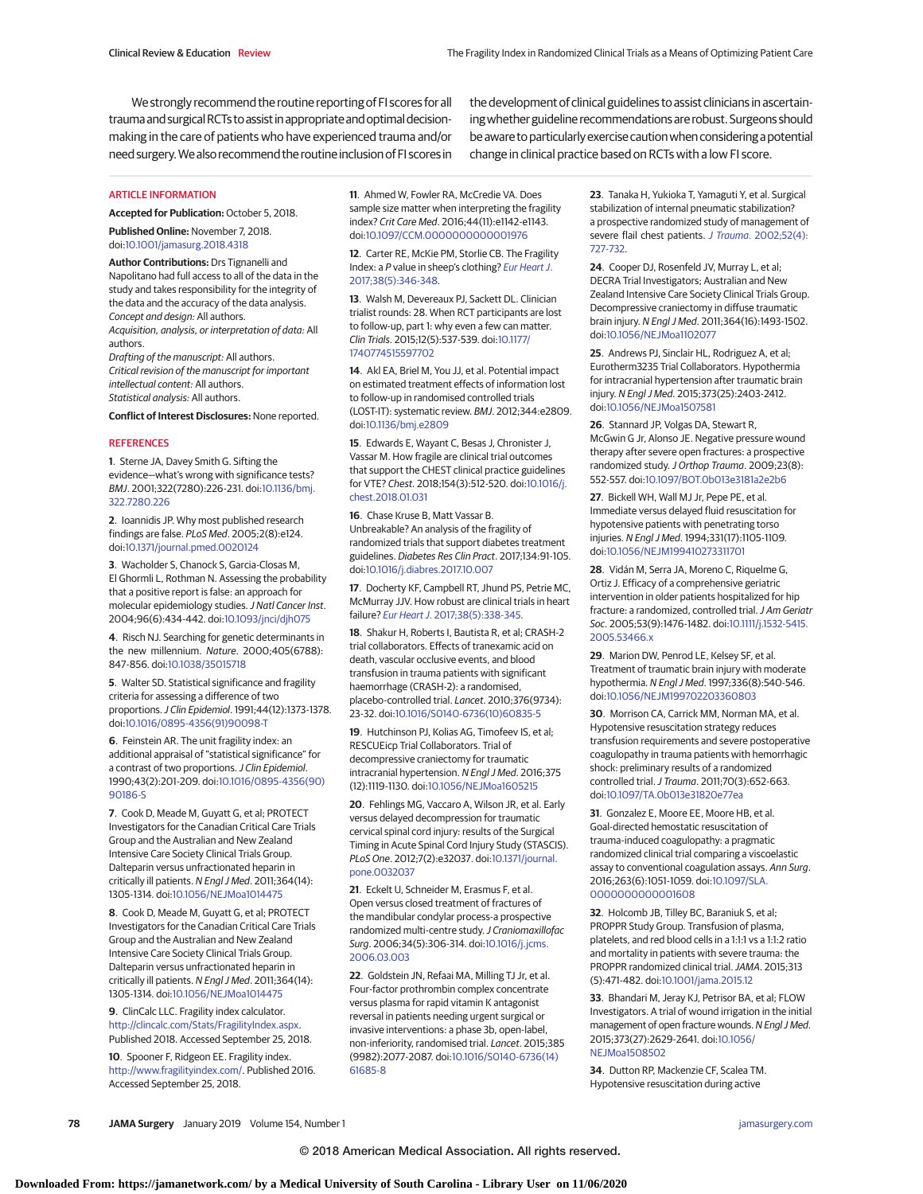We strongly recommend the routine reporting of FI scores for all trauma and surgical RCTs to assist in appropriate and optimal decision-making in the care of patients who have experienced trauma and/or need surgery. We also recommend the routine inclusion of FI scores in the development of clinical guidelines to assist clinicians in ascertaining whether guideline recommendations are robust. Surgeons should be aware to particularly exercise caution when considering a potential change in clinical practice based on RCTs with a low FI score.

## ARTICLE INFORMATION

**Accepted for Publication:** October 5, 2018.

**Published Online:** November 7, 2018. doi:10.1001/jamasurg.2018.4318

**Author Contributions:** Drs Tignanelli and Napolitano had full access to all of the data in the study and takes responsibility for the integrity of the data and the accuracy of the data analysis.
*Concept and design:* All authors.
*Acquisition, analysis, or interpretation of data:* All authors.
*Drafting of the manuscript:* All authors.
*Critical revision of the manuscript for important intellectual content:* All authors.
*Statistical analysis:* All authors.

**Conflict of Interest Disclosures:** None reported.

## REFERENCES

1. Sterne JA, Davey Smith G. Sifting the evidence—what's wrong with significance tests? *BMJ*. 2001;322(7280):226-231. doi:10.1136/bmj.322.7280.226

2. Ioannidis JP. Why most published research findings are false. *PLoS Med*. 2005;2(8):e124. doi:10.1371/journal.pmed.0020124

3. Wacholder S, Chanock S, Garcia-Closas M, El Ghormli L, Rothman N. Assessing the probability that a positive report is false: an approach for molecular epidemiology studies. *J Natl Cancer Inst*. 2004;96(6):434-442. doi:10.1093/jnci/djh075

4. Risch NJ. Searching for genetic determinants in the new millennium. *Nature*. 2000;405(6788):847-856. doi:10.1038/35015718

5. Walter SD. Statistical significance and fragility criteria for assessing a difference of two proportions. *J Clin Epidemiol*. 1991;44(12):1373-1378. doi:10.1016/0895-4356(91)90098-T

6. Feinstein AR. The unit fragility index: an additional appraisal of "statistical significance" for a contrast of two proportions. *J Clin Epidemiol*. 1990;43(2):201-209. doi:10.1016/0895-4356(90)90186-S

7. Cook D, Meade M, Guyatt G, et al; PROTECT Investigators for the Canadian Critical Care Trials Group and the Australian and New Zealand Intensive Care Society Clinical Trials Group. Dalteparin versus unfractionated heparin in critically ill patients. *N Engl J Med*. 2011;364(14):1305-1314. doi:10.1056/NEJMoa1014475

8. Cook D, Meade M, Guyatt G, et al; PROTECT Investigators for the Canadian Critical Care Trials Group and the Australian and New Zealand Intensive Care Society Clinical Trials Group. Dalteparin versus unfractionated heparin in critically ill patients. *N Engl J Med*. 2011;364(14):1305-1314. doi:10.1056/NEJMoa1014475

9. ClinCalc LLC. Fragility index calculator. http://clincalc.com/Stats/FragilityIndex.aspx. Published 2018. Accessed September 25, 2018.

10. Spooner F, Ridgeon EE. Fragility index. http://www.fragilityindex.com/. Published 2016. Accessed September 25, 2018.

11. Ahmed W, Fowler RA, McCredie VA. Does sample size matter when interpreting the fragility index? *Crit Care Med*. 2016;44(11):e1142-e1143. doi:10.1097/CCM.0000000000001976

12. Carter RE, McKie PM, Storlie CB. The Fragility Index: a *P* value in sheep's clothing? *Eur Heart J*. 2017;38(5):346-348.

13. Walsh M, Devereaux PJ, Sackett DL. Clinician trialist rounds: 28. When RCT participants are lost to follow-up, part 1: why even a few can matter. *Clin Trials*. 2015;12(5):537-539. doi:10.1177/1740774515597702

14. Akl EA, Briel M, You JJ, et al. Potential impact on estimated treatment effects of information lost to follow-up in randomised controlled trials (LOST-IT): systematic review. *BMJ*. 2012;344:e2809. doi:10.1136/bmj.e2809

15. Edwards E, Wayant C, Besas J, Chronister J, Vassar M. How fragile are clinical trial outcomes that support the CHEST clinical practice guidelines for VTE? *Chest*. 2018;154(3):512-520. doi:10.1016/j.chest.2018.01.031

16. Chase Kruse B, Matt Vassar B. Unbreakable? An analysis of the fragility of randomized trials that support diabetes treatment guidelines. *Diabetes Res Clin Pract*. 2017;134:91-105. doi:10.1016/j.diabres.2017.10.007

17. Docherty KF, Campbell RT, Jhund PS, Petrie MC, McMurray JJV. How robust are clinical trials in heart failure? *Eur Heart J*. 2017;38(5):338-345.

18. Shakur H, Roberts I, Bautista R, et al; CRASH-2 trial collaborators. Effects of tranexamic acid on death, vascular occlusive events, and blood transfusion in trauma patients with significant haemorrhage (CRASH-2): a randomised, placebo-controlled trial. *Lancet*. 2010;376(9734):23-32. doi:10.1016/S0140-6736(10)60835-5

19. Hutchinson PJ, Kolias AG, Timofeev IS, et al; RESCUEicp Trial Collaborators. Trial of decompressive craniectomy for traumatic intracranial hypertension. *N Engl J Med*. 2016;375(12):1119-1130. doi:10.1056/NEJMoa1605215

20. Fehlings MG, Vaccaro A, Wilson JR, et al. Early versus delayed decompression for traumatic cervical spinal cord injury: results of the Surgical Timing in Acute Spinal Cord Injury Study (STASCIS). *PLoS One*. 2012;7(2):e32037. doi:10.1371/journal.pone.0032037

21. Eckelt U, Schneider M, Erasmus F, et al. Open versus closed treatment of fractures of the mandibular condylar process-a prospective randomized multi-centre study. *J Craniomaxillofac Surg*. 2006;34(5):306-314. doi:10.1016/j.jcms.2006.03.003

22. Goldstein JN, Refaai MA, Milling TJ Jr, et al. Four-factor prothrombin complex concentrate versus plasma for rapid vitamin K antagonist reversal in patients needing urgent surgical or invasive interventions: a phase 3b, open-label, non-inferiority, randomised trial. *Lancet*. 2015;385(9982):2077-2087. doi:10.1016/S0140-6736(14)61685-8

23. Tanaka H, Yukioka T, Yamaguti Y, et al. Surgical stabilization of internal pneumatic stabilization? a prospective randomized study of management of severe flail chest patients. *J Trauma*. 2002;52(4):727-732.

24. Cooper DJ, Rosenfeld JV, Murray L, et al; DECRA Trial Investigators; Australian and New Zealand Intensive Care Society Clinical Trials Group. Decompressive craniectomy in diffuse traumatic brain injury. *N Engl J Med*. 2011;364(16):1493-1502. doi:10.1056/NEJMoa1102077

25. Andrews PJ, Sinclair HL, Rodriguez A, et al; Eurotherm3235 Trial Collaborators. Hypothermia for intracranial hypertension after traumatic brain injury. *N Engl J Med*. 2015;373(25):2403-2412. doi:10.1056/NEJMoa1507581

26. Stannard JP, Volgas DA, Stewart R, McGwin G Jr, Alonso JE. Negative pressure wound therapy after severe open fractures: a prospective randomized study. *J Orthop Trauma*. 2009;23(8):552-557. doi:10.1097/BOT.0b013e3181a2e2b6

27. Bickell WH, Wall MJ Jr, Pepe PE, et al. Immediate versus delayed fluid resuscitation for hypotensive patients with penetrating torso injuries. *N Engl J Med*. 1994;331(17):1105-1109. doi:10.1056/NEJM199410273311701

28. Vidán M, Serra JA, Moreno C, Riquelme G, Ortiz J. Efficacy of a comprehensive geriatric intervention in older patients hospitalized for hip fracture: a randomized, controlled trial. *J Am Geriatr Soc*. 2005;53(9):1476-1482. doi:10.1111/j.1532-5415.2005.53466.x

29. Marion DW, Penrod LE, Kelsey SF, et al. Treatment of traumatic brain injury with moderate hypothermia. *N Engl J Med*. 1997;336(8):540-546. doi:10.1056/NEJM199702203360803

30. Morrison CA, Carrick MM, Norman MA, et al. Hypotensive resuscitation strategy reduces transfusion requirements and severe postoperative coagulopathy in trauma patients with hemorrhagic shock: preliminary results of a randomized controlled trial. *J Trauma*. 2011;70(3):652-663. doi:10.1097/TA.0b013e31820e77ea

31. Gonzalez E, Moore EE, Moore HB, et al. Goal-directed hemostatic resuscitation of trauma-induced coagulopathy: a pragmatic randomized clinical trial comparing a viscoelastic assay to conventional coagulation assays. *Ann Surg*. 2016;263(6):1051-1059. doi:10.1097/SLA.0000000000001608

32. Holcomb JB, Tilley BC, Baraniuk S, et al; PROPPR Study Group. Transfusion of plasma, platelets, and red blood cells in a 1:1:1 vs a 1:1:2 ratio and mortality in patients with severe trauma: the PROPPR randomized clinical trial. *JAMA*. 2015;313(5):471-482. doi:10.1001/jama.2015.12

33. Bhandari M, Jeray KJ, Petrisor BA, et al; FLOW Investigators. A trial of wound irrigation in the initial management of open fracture wounds. *N Engl J Med*. 2015;373(27):2629-2641. doi:10.1056/NEJMoa1508502

34. Dutton RP, Mackenzie CF, Scalea TM. Hypotensive resuscitation during active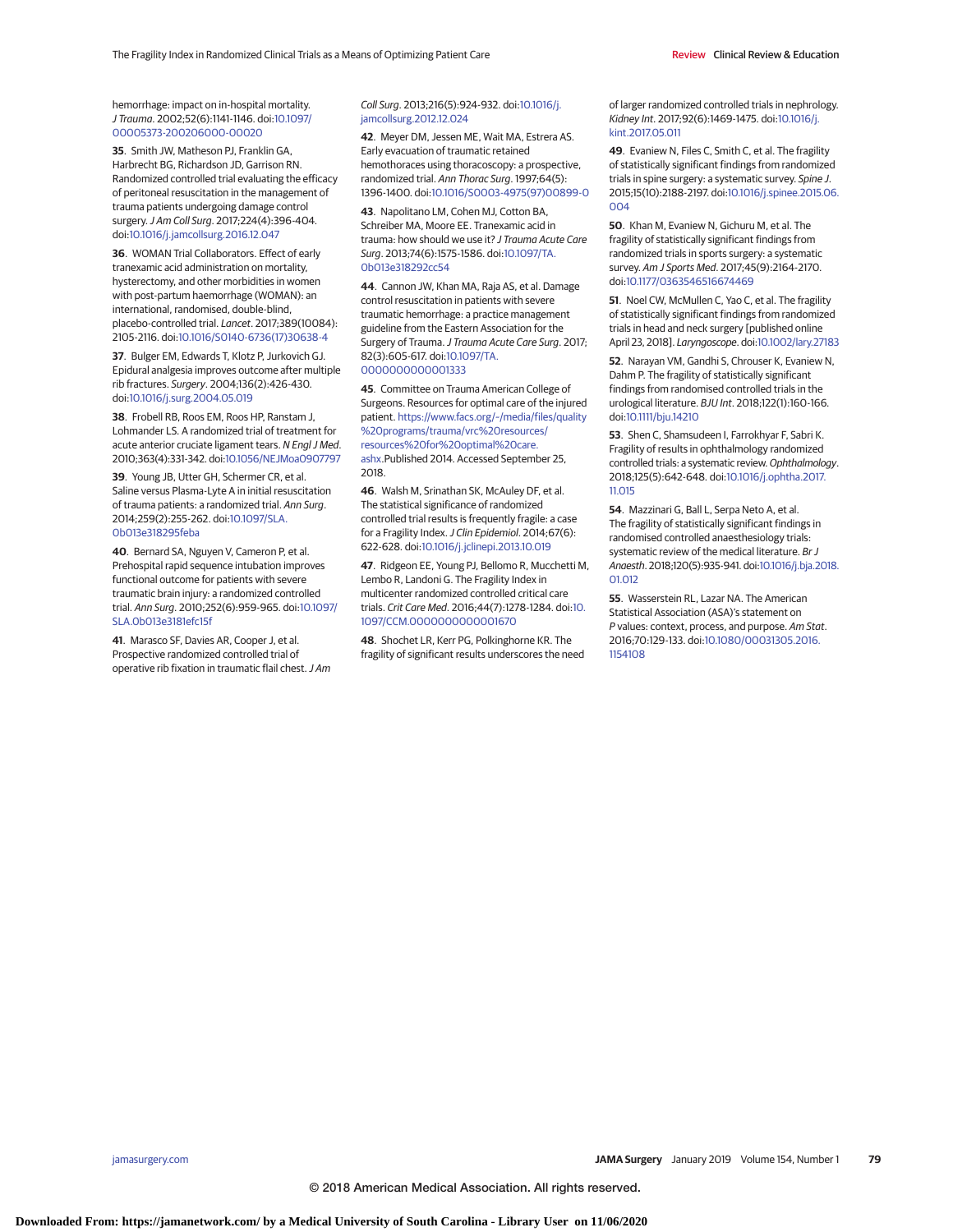hemorrhage: impact on in-hospital mortality. *J Trauma*. 2002;52(6):1141-1146. doi:10.1097/00005373-200206000-00020

**35**. Smith JW, Matheson PJ, Franklin GA, Harbrecht BG, Richardson JD, Garrison RN. Randomized controlled trial evaluating the efficacy of peritoneal resuscitation in the management of trauma patients undergoing damage control surgery. *J Am Coll Surg*. 2017;224(4):396-404. doi:10.1016/j.jamcollsurg.2016.12.047

**36**. WOMAN Trial Collaborators. Effect of early tranexamic acid administration on mortality, hysterectomy, and other morbidities in women with post-partum haemorrhage (WOMAN): an international, randomised, double-blind, placebo-controlled trial. *Lancet*. 2017;389(10084):2105-2116. doi:10.1016/S0140-6736(17)30638-4

**37**. Bulger EM, Edwards T, Klotz P, Jurkovich GJ. Epidural analgesia improves outcome after multiple rib fractures. *Surgery*. 2004;136(2):426-430. doi:10.1016/j.surg.2004.05.019

**38**. Frobell RB, Roos EM, Roos HP, Ranstam J, Lohmander LS. A randomized trial of treatment for acute anterior cruciate ligament tears. *N Engl J Med*. 2010;363(4):331-342. doi:10.1056/NEJMoa0907797

**39**. Young JB, Utter GH, Schermer CR, et al. Saline versus Plasma-Lyte A in initial resuscitation of trauma patients: a randomized trial. *Ann Surg*. 2014;259(2):255-262. doi:10.1097/SLA.0b013e318295feba

**40**. Bernard SA, Nguyen V, Cameron P, et al. Prehospital rapid sequence intubation improves functional outcome for patients with severe traumatic brain injury: a randomized controlled trial. *Ann Surg*. 2010;252(6):959-965. doi:10.1097/SLA.0b013e3181efc15f

**41**. Marasco SF, Davies AR, Cooper J, et al. Prospective randomized controlled trial of operative rib fixation in traumatic flail chest. *J Am Coll Surg*. 2013;216(5):924-932. doi:10.1016/j.jamcollsurg.2012.12.024

**42**. Meyer DM, Jessen ME, Wait MA, Estrera AS. Early evacuation of traumatic retained hemothoraces using thoracoscopy: a prospective, randomized trial. *Ann Thorac Surg*. 1997;64(5):1396-1400. doi:10.1016/S0003-4975(97)00899-0

**43**. Napolitano LM, Cohen MJ, Cotton BA, Schreiber MA, Moore EE. Tranexamic acid in trauma: how should we use it? *J Trauma Acute Care Surg*. 2013;74(6):1575-1586. doi:10.1097/TA.0b013e318292cc54

**44**. Cannon JW, Khan MA, Raja AS, et al. Damage control resuscitation in patients with severe traumatic hemorrhage: a practice management guideline from the Eastern Association for the Surgery of Trauma. *J Trauma Acute Care Surg*. 2017;82(3):605-617. doi:10.1097/TA.0000000000001333

**45**. Committee on Trauma American College of Surgeons. Resources for optimal care of the injured patient. https://www.facs.org/~/media/files/quality%20programs/trauma/vrc%20resources/resources%20for%20optimal%20care.ashx. Published 2014. Accessed September 25, 2018.

**46**. Walsh M, Srinathan SK, McAuley DF, et al. The statistical significance of randomized controlled trial results is frequently fragile: a case for a Fragility Index. *J Clin Epidemiol*. 2014;67(6):622-628. doi:10.1016/j.jclinepi.2013.10.019

**47**. Ridgeon EE, Young PJ, Bellomo R, Mucchetti M, Lembo R, Landoni G. The Fragility Index in multicenter randomized controlled critical care trials. *Crit Care Med*. 2016;44(7):1278-1284. doi:10.1097/CCM.0000000000001670

**48**. Shochet LR, Kerr PG, Polkinghorne KR. The fragility of significant results underscores the need of larger randomized controlled trials in nephrology. *Kidney Int*. 2017;92(6):1469-1475. doi:10.1016/j.kint.2017.05.011

**49**. Evaniew N, Files C, Smith C, et al. The fragility of statistically significant findings from randomized trials in spine surgery: a systematic survey. *Spine J*. 2015;15(10):2188-2197. doi:10.1016/j.spinee.2015.06.004

**50**. Khan M, Evaniew N, Gichuru M, et al. The fragility of statistically significant findings from randomized trials in sports surgery: a systematic survey. *Am J Sports Med*. 2017;45(9):2164-2170. doi:10.1177/0363546516674469

**51**. Noel CW, McMullen C, Yao C, et al. The fragility of statistically significant findings from randomized trials in head and neck surgery [published online April 23, 2018]. *Laryngoscope*. doi:10.1002/lary.27183

**52**. Narayan VM, Gandhi S, Chrouser K, Evaniew N, Dahm P. The fragility of statistically significant findings from randomised controlled trials in the urological literature. *BJU Int*. 2018;122(1):160-166. doi:10.1111/bju.14210

**53**. Shen C, Shamsudeen I, Farrokhyar F, Sabri K. Fragility of results in ophthalmology randomized controlled trials: a systematic review. *Ophthalmology*. 2018;125(5):642-648. doi:10.1016/j.ophtha.2017.11.015

**54**. Mazzinari G, Ball L, Serpa Neto A, et al. The fragility of statistically significant findings in randomised controlled anaesthesiology trials: systematic review of the medical literature. *Br J Anaesth*. 2018;120(5):935-941. doi:10.1016/j.bja.2018.01.012

**55**. Wasserstein RL, Lazar NA. The American Statistical Association (ASA)'s statement on *P* values: context, process, and purpose. *Am Stat*. 2016;70:129-133. doi:10.1080/00031305.2016.1154108